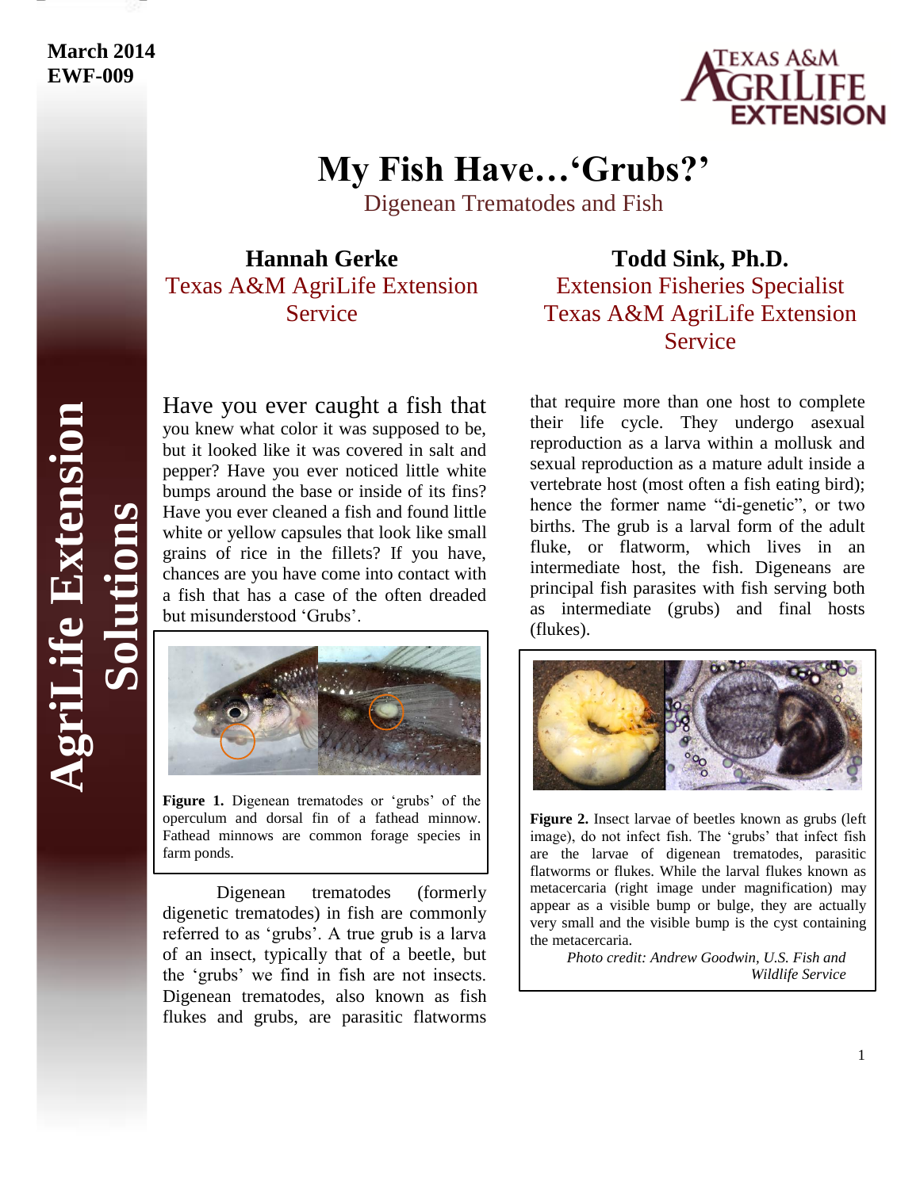March 2014
EWF-009

# My Fish Have…'Grubs?'

## Digenean Trematodes and Fish

**Hannah Gerke**
Texas A&M AgriLife Extension Service

**Todd Sink, Ph.D.**
Extension Fisheries Specialist
Texas A&M AgriLife Extension Service

Have you ever caught a fish that you knew what color it was supposed to be, but it looked like it was covered in salt and pepper? Have you ever noticed little white bumps around the base or inside of its fins? Have you ever cleaned a fish and found little white or yellow capsules that look like small grains of rice in the fillets? If you have, chances are you have come into contact with a fish that has a case of the often dreaded but misunderstood 'Grubs'.

**Figure 1.** Digenean trematodes or 'grubs' of the operculum and dorsal fin of a fathead minnow. Fathead minnows are common forage species in farm ponds.

Digenean trematodes (formerly digenetic trematodes) in fish are commonly referred to as 'grubs'. A true grub is a larva of an insect, typically that of a beetle, but the 'grubs' we find in fish are not insects. Digenean trematodes, also known as fish flukes and grubs, are parasitic flatworms that require more than one host to complete their life cycle. They undergo asexual reproduction as a larva within a mollusk and sexual reproduction as a mature adult inside a vertebrate host (most often a fish eating bird); hence the former name "di-genetic", or two births. The grub is a larval form of the adult fluke, or flatworm, which lives in an intermediate host, the fish. Digeneans are principal fish parasites with fish serving both as intermediate (grubs) and final hosts (flukes).

**Figure 2.** Insect larvae of beetles known as grubs (left image), do not infect fish. The 'grubs' that infect fish are the larvae of digenean trematodes, parasitic flatworms or flukes. While the larval flukes known as metacercaria (right image under magnification) may appear as a visible bump or bulge, they are actually very small and the visible bump is the cyst containing the metacercaria.

*Photo credit: Andrew Goodwin, U.S. Fish and Wildlife Service*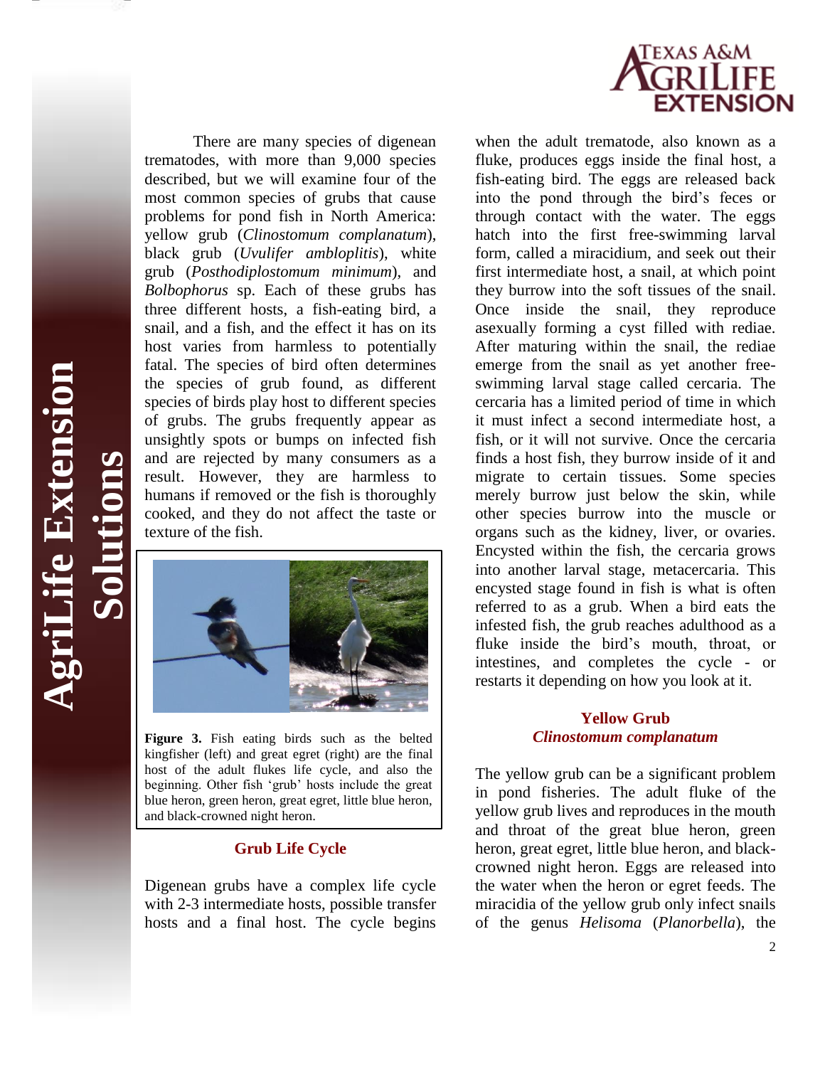There are many species of digenean trematodes, with more than 9,000 species described, but we will examine four of the most common species of grubs that cause problems for pond fish in North America: yellow grub (*Clinostomum complanatum*), black grub (*Uvulifer ambloplitis*), white grub (*Posthodiplostomum minimum*), and *Bolbophorus* sp. Each of these grubs has three different hosts, a fish-eating bird, a snail, and a fish, and the effect it has on its host varies from harmless to potentially fatal. The species of bird often determines the species of grub found, as different species of birds play host to different species of grubs. The grubs frequently appear as unsightly spots or bumps on infected fish and are rejected by many consumers as a result. However, they are harmless to humans if removed or the fish is thoroughly cooked, and they do not affect the taste or texture of the fish.

**Figure 3.** Fish eating birds such as the belted kingfisher (left) and great egret (right) are the final host of the adult flukes life cycle, and also the beginning. Other fish 'grub' hosts include the great blue heron, green heron, great egret, little blue heron, and black-crowned night heron.

## Grub Life Cycle

Digenean grubs have a complex life cycle with 2-3 intermediate hosts, possible transfer hosts and a final host. The cycle begins when the adult trematode, also known as a fluke, produces eggs inside the final host, a fish-eating bird. The eggs are released back into the pond through the bird's feces or through contact with the water. The eggs hatch into the first free-swimming larval form, called a miracidium, and seek out their first intermediate host, a snail, at which point they burrow into the soft tissues of the snail. Once inside the snail, they reproduce asexually forming a cyst filled with rediae. After maturing within the snail, the rediae emerge from the snail as yet another free-swimming larval stage called cercaria. The cercaria has a limited period of time in which it must infect a second intermediate host, a fish, or it will not survive. Once the cercaria finds a host fish, they burrow inside of it and migrate to certain tissues. Some species merely burrow just below the skin, while other species burrow into the muscle or organs such as the kidney, liver, or ovaries. Encysted within the fish, the cercaria grows into another larval stage, metacercaria. This encysted stage found in fish is what is often referred to as a grub. When a bird eats the infested fish, the grub reaches adulthood as a fluke inside the bird's mouth, throat, or intestines, and completes the cycle - or restarts it depending on how you look at it.

## Yellow Grub
### *Clinostomum complanatum*

The yellow grub can be a significant problem in pond fisheries. The adult fluke of the yellow grub lives and reproduces in the mouth and throat of the great blue heron, green heron, great egret, little blue heron, and black-crowned night heron. Eggs are released into the water when the heron or egret feeds. The miracidia of the yellow grub only infect snails of the genus *Helisoma* (*Planorbella*), the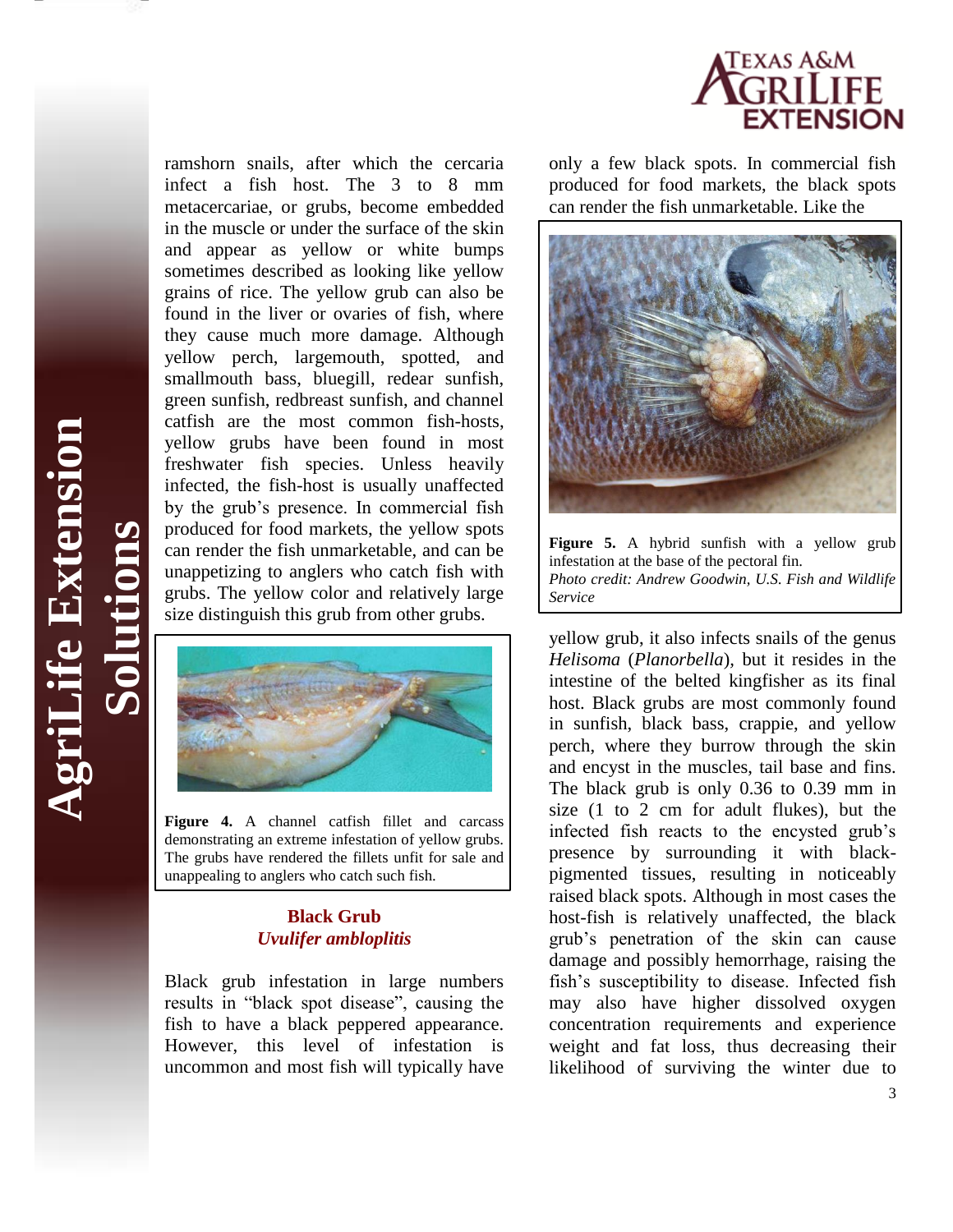ramshorn snails, after which the cercaria infect a fish host. The 3 to 8 mm metacercariae, or grubs, become embedded in the muscle or under the surface of the skin and appear as yellow or white bumps sometimes described as looking like yellow grains of rice. The yellow grub can also be found in the liver or ovaries of fish, where they cause much more damage. Although yellow perch, largemouth, spotted, and smallmouth bass, bluegill, redear sunfish, green sunfish, redbreast sunfish, and channel catfish are the most common fish-hosts, yellow grubs have been found in most freshwater fish species. Unless heavily infected, the fish-host is usually unaffected by the grub's presence. In commercial fish produced for food markets, the yellow spots can render the fish unmarketable, and can be unappetizing to anglers who catch fish with grubs. The yellow color and relatively large size distinguish this grub from other grubs.

**Figure 4.** A channel catfish fillet and carcass demonstrating an extreme infestation of yellow grubs. The grubs have rendered the fillets unfit for sale and unappealing to anglers who catch such fish.

### Black Grub
### *Uvulifer ambloplitis*

Black grub infestation in large numbers results in "black spot disease", causing the fish to have a black peppered appearance. However, this level of infestation is uncommon and most fish will typically have only a few black spots. In commercial fish produced for food markets, the black spots can render the fish unmarketable. Like the yellow grub, it also infects snails of the genus *Helisoma* (*Planorbella*), but it resides in the intestine of the belted kingfisher as its final host. Black grubs are most commonly found in sunfish, black bass, crappie, and yellow perch, where they burrow through the skin and encyst in the muscles, tail base and fins. The black grub is only 0.36 to 0.39 mm in size (1 to 2 cm for adult flukes), but the infected fish reacts to the encysted grub's presence by surrounding it with black-pigmented tissues, resulting in noticeably raised black spots. Although in most cases the host-fish is relatively unaffected, the black grub's penetration of the skin can cause damage and possibly hemorrhage, raising the fish's susceptibility to disease. Infected fish may also have higher dissolved oxygen concentration requirements and experience weight and fat loss, thus decreasing their likelihood of surviving the winter due to

**Figure 5.** A hybrid sunfish with a yellow grub infestation at the base of the pectoral fin.
*Photo credit: Andrew Goodwin, U.S. Fish and Wildlife Service*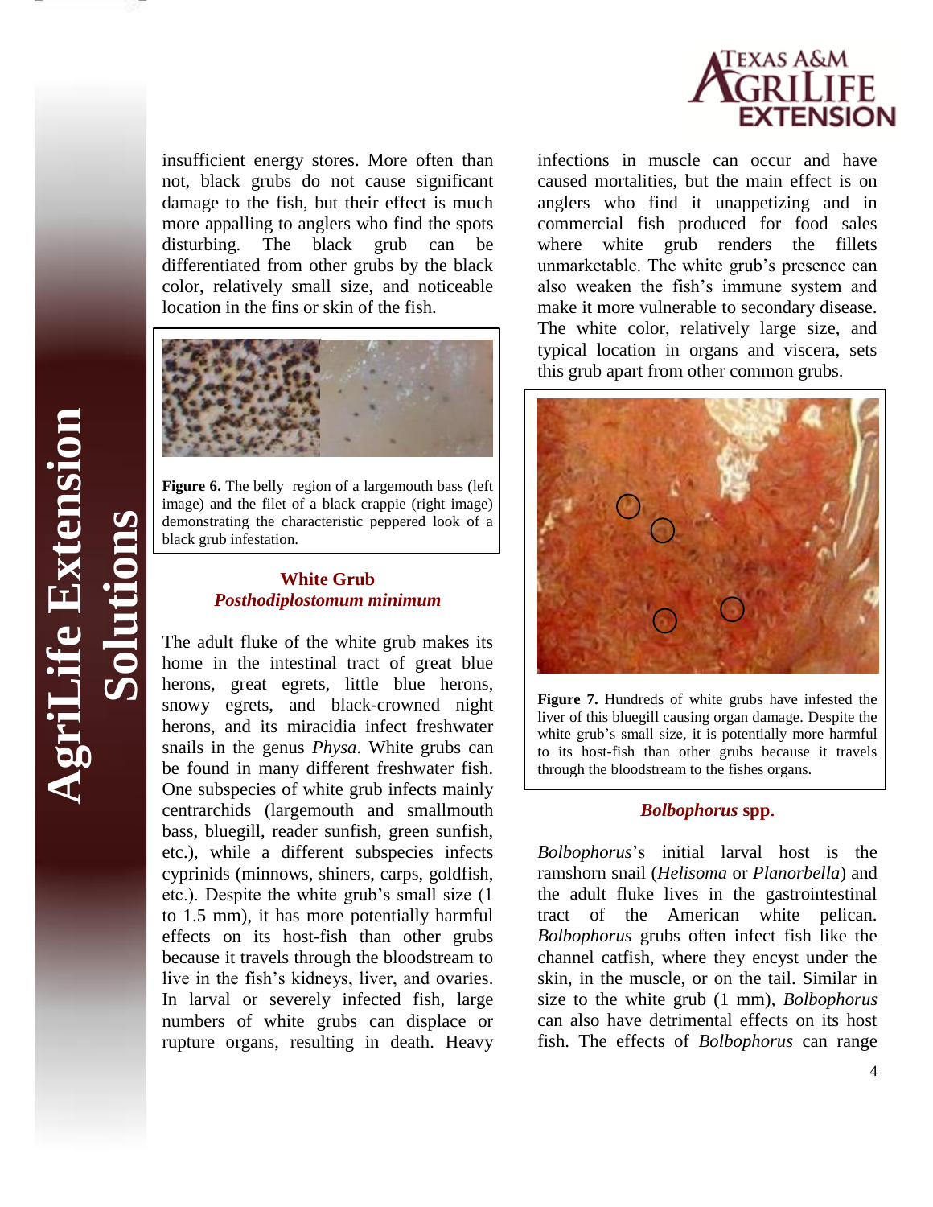insufficient energy stores. More often than not, black grubs do not cause significant damage to the fish, but their effect is much more appalling to anglers who find the spots disturbing. The black grub can be differentiated from other grubs by the black color, relatively small size, and noticeable location in the fins or skin of the fish.

**Figure 6.** The belly region of a largemouth bass (left image) and the filet of a black crappie (right image) demonstrating the characteristic peppered look of a black grub infestation.

### White Grub
### *Posthodiplostomum minimum*

The adult fluke of the white grub makes its home in the intestinal tract of great blue herons, great egrets, little blue herons, snowy egrets, and black-crowned night herons, and its miracidia infect freshwater snails in the genus *Physa*. White grubs can be found in many different freshwater fish. One subspecies of white grub infects mainly centrarchids (largemouth and smallmouth bass, bluegill, reader sunfish, green sunfish, etc.), while a different subspecies infects cyprinids (minnows, shiners, carps, goldfish, etc.). Despite the white grub's small size (1 to 1.5 mm), it has more potentially harmful effects on its host-fish than other grubs because it travels through the bloodstream to live in the fish's kidneys, liver, and ovaries. In larval or severely infected fish, large numbers of white grubs can displace or rupture organs, resulting in death. Heavy infections in muscle can occur and have caused mortalities, but the main effect is on anglers who find it unappetizing and in commercial fish produced for food sales where white grub renders the fillets unmarketable. The white grub's presence can also weaken the fish's immune system and make it more vulnerable to secondary disease. The white color, relatively large size, and typical location in organs and viscera, sets this grub apart from other common grubs.

**Figure 7.** Hundreds of white grubs have infested the liver of this bluegill causing organ damage. Despite the white grub's small size, it is potentially more harmful to its host-fish than other grubs because it travels through the bloodstream to the fishes organs.

### *Bolbophorus* spp.

*Bolbophorus*'s initial larval host is the ramshorn snail (*Helisoma* or *Planorbella*) and the adult fluke lives in the gastrointestinal tract of the American white pelican. *Bolbophorus* grubs often infect fish like the channel catfish, where they encyst under the skin, in the muscle, or on the tail. Similar in size to the white grub (1 mm), *Bolbophorus* can also have detrimental effects on its host fish. The effects of *Bolbophorus* can range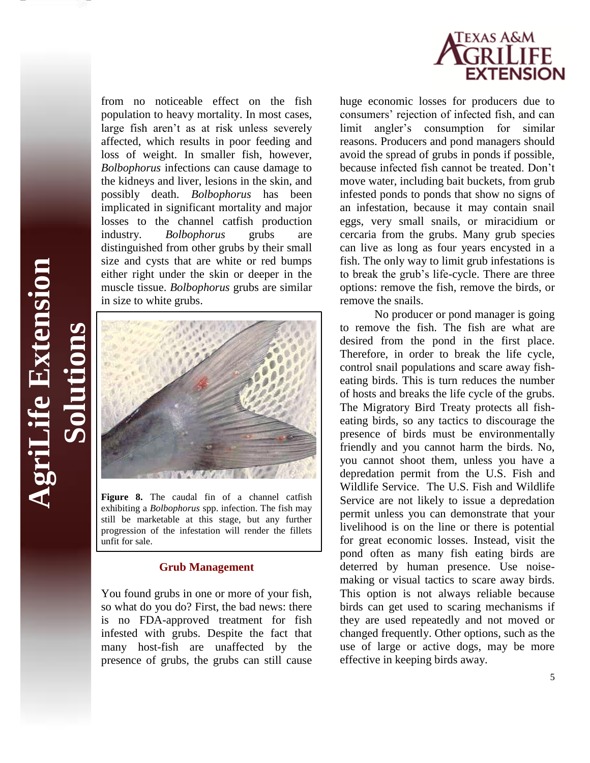from no noticeable effect on the fish population to heavy mortality. In most cases, large fish aren't as at risk unless severely affected, which results in poor feeding and loss of weight. In smaller fish, however, *Bolbophorus* infections can cause damage to the kidneys and liver, lesions in the skin, and possibly death. *Bolbophorus* has been implicated in significant mortality and major losses to the channel catfish production industry. *Bolbophorus* grubs are distinguished from other grubs by their small size and cysts that are white or red bumps either right under the skin or deeper in the muscle tissue. *Bolbophorus* grubs are similar in size to white grubs.

**Figure 8.** The caudal fin of a channel catfish exhibiting a *Bolbophorus* spp. infection. The fish may still be marketable at this stage, but any further progression of the infestation will render the fillets unfit for sale.

## Grub Management

You found grubs in one or more of your fish, so what do you do? First, the bad news: there is no FDA-approved treatment for fish infested with grubs. Despite the fact that many host-fish are unaffected by the presence of grubs, the grubs can still cause huge economic losses for producers due to consumers' rejection of infected fish, and can limit angler's consumption for similar reasons. Producers and pond managers should avoid the spread of grubs in ponds if possible, because infected fish cannot be treated. Don't move water, including bait buckets, from grub infested ponds to ponds that show no signs of an infestation, because it may contain snail eggs, very small snails, or miracidium or cercaria from the grubs. Many grub species can live as long as four years encysted in a fish. The only way to limit grub infestations is to break the grub's life-cycle. There are three options: remove the fish, remove the birds, or remove the snails.

No producer or pond manager is going to remove the fish. The fish are what are desired from the pond in the first place. Therefore, in order to break the life cycle, control snail populations and scare away fish-eating birds. This is turn reduces the number of hosts and breaks the life cycle of the grubs. The Migratory Bird Treaty protects all fish-eating birds, so any tactics to discourage the presence of birds must be environmentally friendly and you cannot harm the birds. No, you cannot shoot them, unless you have a depredation permit from the U.S. Fish and Wildlife Service. The U.S. Fish and Wildlife Service are not likely to issue a depredation permit unless you can demonstrate that your livelihood is on the line or there is potential for great economic losses. Instead, visit the pond often as many fish eating birds are deterred by human presence. Use noise-making or visual tactics to scare away birds. This option is not always reliable because birds can get used to scaring mechanisms if they are used repeatedly and not moved or changed frequently. Other options, such as the use of large or active dogs, may be more effective in keeping birds away.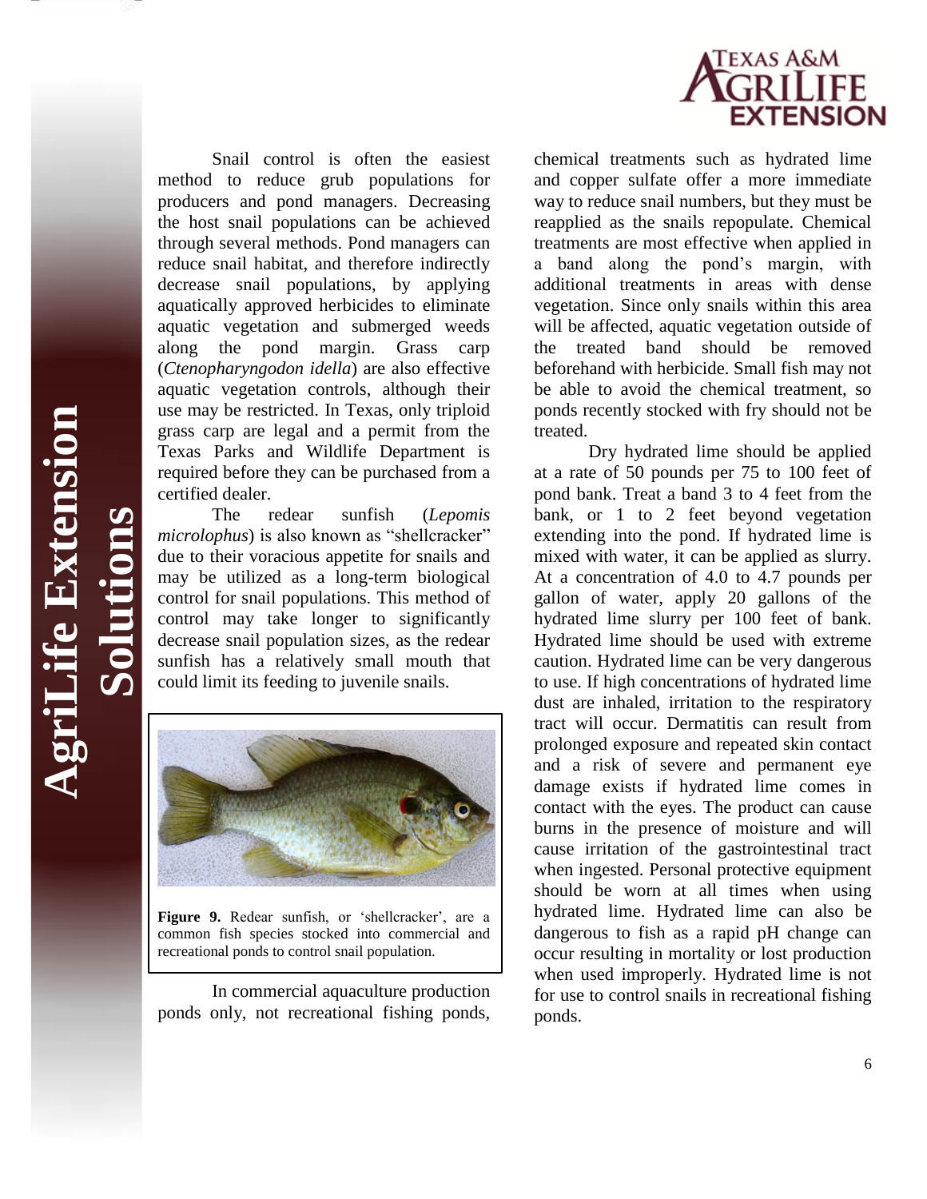Snail control is often the easiest method to reduce grub populations for producers and pond managers. Decreasing the host snail populations can be achieved through several methods. Pond managers can reduce snail habitat, and therefore indirectly decrease snail populations, by applying aquatically approved herbicides to eliminate aquatic vegetation and submerged weeds along the pond margin. Grass carp (*Ctenopharyngodon idella*) are also effective aquatic vegetation controls, although their use may be restricted. In Texas, only triploid grass carp are legal and a permit from the Texas Parks and Wildlife Department is required before they can be purchased from a certified dealer.

The redear sunfish (*Lepomis microlophus*) is also known as "shellcracker" due to their voracious appetite for snails and may be utilized as a long-term biological control for snail populations. This method of control may take longer to significantly decrease snail population sizes, as the redear sunfish has a relatively small mouth that could limit its feeding to juvenile snails.

**Figure 9.** Redear sunfish, or 'shellcracker', are a common fish species stocked into commercial and recreational ponds to control snail population.

In commercial aquaculture production ponds only, not recreational fishing ponds, chemical treatments such as hydrated lime and copper sulfate offer a more immediate way to reduce snail numbers, but they must be reapplied as the snails repopulate. Chemical treatments are most effective when applied in a band along the pond's margin, with additional treatments in areas with dense vegetation. Since only snails within this area will be affected, aquatic vegetation outside of the treated band should be removed beforehand with herbicide. Small fish may not be able to avoid the chemical treatment, so ponds recently stocked with fry should not be treated.

Dry hydrated lime should be applied at a rate of 50 pounds per 75 to 100 feet of pond bank. Treat a band 3 to 4 feet from the bank, or 1 to 2 feet beyond vegetation extending into the pond. If hydrated lime is mixed with water, it can be applied as slurry. At a concentration of 4.0 to 4.7 pounds per gallon of water, apply 20 gallons of the hydrated lime slurry per 100 feet of bank. Hydrated lime should be used with extreme caution. Hydrated lime can be very dangerous to use. If high concentrations of hydrated lime dust are inhaled, irritation to the respiratory tract will occur. Dermatitis can result from prolonged exposure and repeated skin contact and a risk of severe and permanent eye damage exists if hydrated lime comes in contact with the eyes. The product can cause burns in the presence of moisture and will cause irritation of the gastrointestinal tract when ingested. Personal protective equipment should be worn at all times when using hydrated lime. Hydrated lime can also be dangerous to fish as a rapid pH change can occur resulting in mortality or lost production when used improperly. Hydrated lime is not for use to control snails in recreational fishing ponds.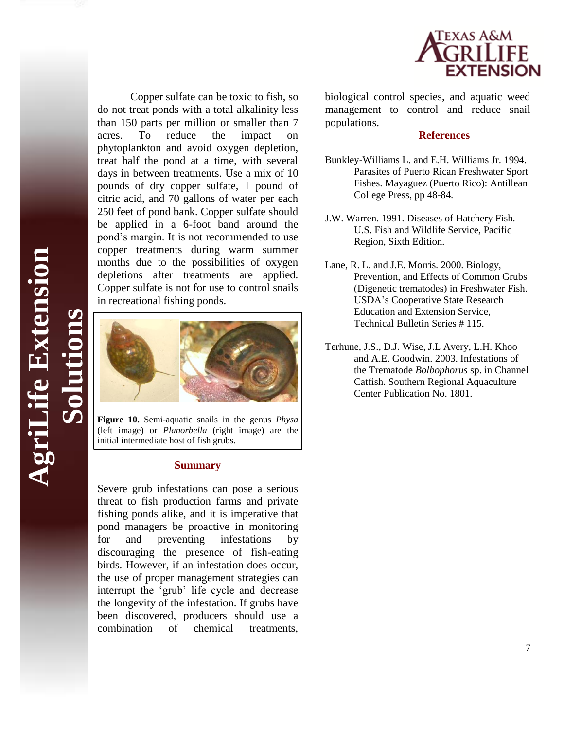Copper sulfate can be toxic to fish, so do not treat ponds with a total alkalinity less than 150 parts per million or smaller than 7 acres. To reduce the impact on phytoplankton and avoid oxygen depletion, treat half the pond at a time, with several days in between treatments. Use a mix of 10 pounds of dry copper sulfate, 1 pound of citric acid, and 70 gallons of water per each 250 feet of pond bank. Copper sulfate should be applied in a 6-foot band around the pond's margin. It is not recommended to use copper treatments during warm summer months due to the possibilities of oxygen depletions after treatments are applied. Copper sulfate is not for use to control snails in recreational fishing ponds.

**Figure 10.** Semi-aquatic snails in the genus *Physa* (left image) or *Planorbella* (right image) are the initial intermediate host of fish grubs.

## Summary

Severe grub infestations can pose a serious threat to fish production farms and private fishing ponds alike, and it is imperative that pond managers be proactive in monitoring for and preventing infestations by discouraging the presence of fish-eating birds. However, if an infestation does occur, the use of proper management strategies can interrupt the 'grub' life cycle and decrease the longevity of the infestation. If grubs have been discovered, producers should use a combination of chemical treatments, biological control species, and aquatic weed management to control and reduce snail populations.

## References

Bunkley-Williams L. and E.H. Williams Jr. 1994. Parasites of Puerto Rican Freshwater Sport Fishes. Mayaguez (Puerto Rico): Antillean College Press, pp 48-84.

J.W. Warren. 1991. Diseases of Hatchery Fish. U.S. Fish and Wildlife Service, Pacific Region, Sixth Edition.

Lane, R. L. and J.E. Morris. 2000. Biology, Prevention, and Effects of Common Grubs (Digenetic trematodes) in Freshwater Fish. USDA's Cooperative State Research Education and Extension Service, Technical Bulletin Series # 115.

Terhune, J.S., D.J. Wise, J.L Avery, L.H. Khoo and A.E. Goodwin. 2003. Infestations of the Trematode *Bolbophorus* sp. in Channel Catfish. Southern Regional Aquaculture Center Publication No. 1801.